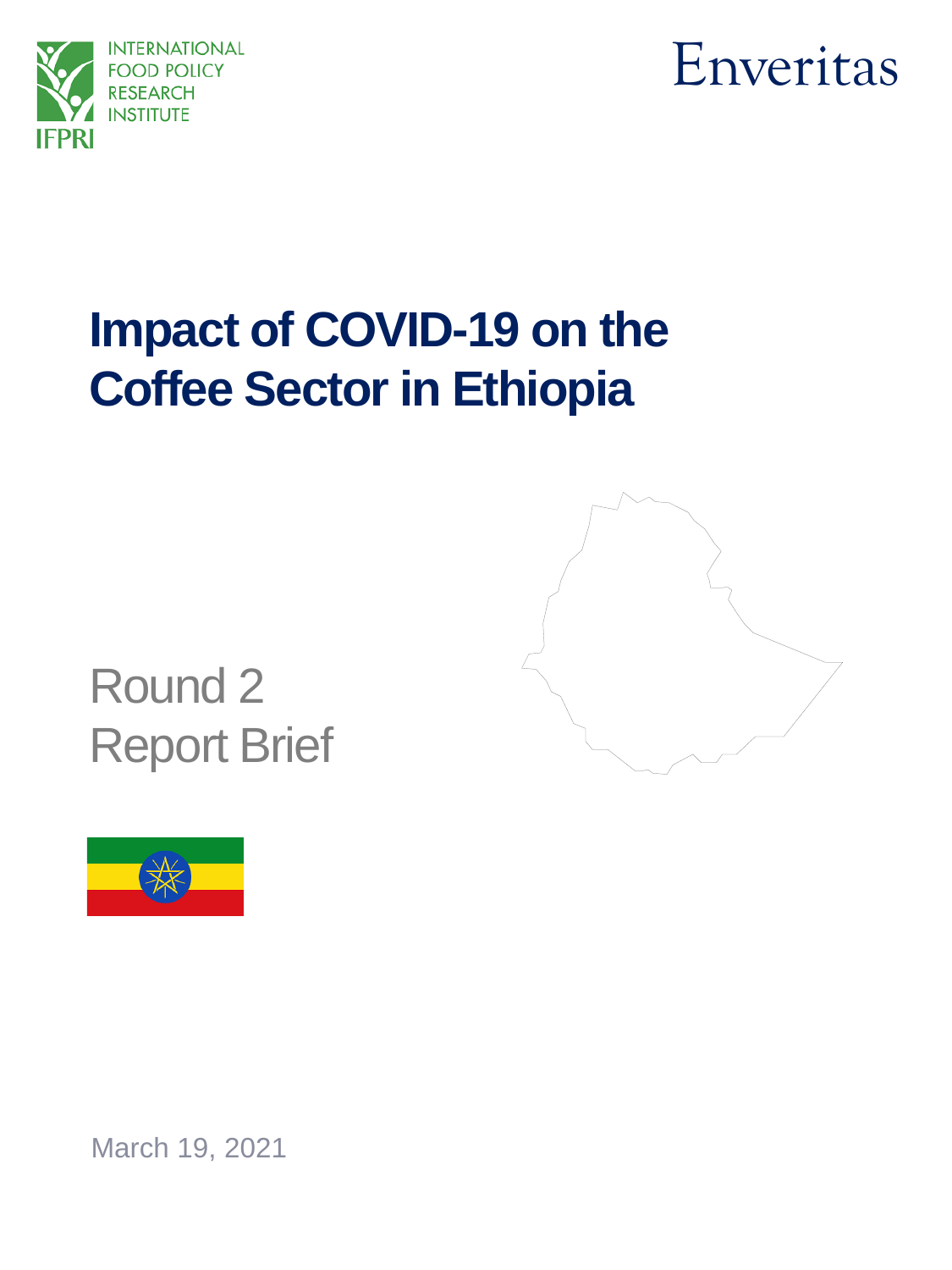INTERNATIONAL FOOD POLICY RESEARCH INSTITUTE

IFPRI

Enveritas

# Impact of COVID-19 on the Coffee Sector in Ethiopia

## Round 2
## Report Brief

March 19, 2021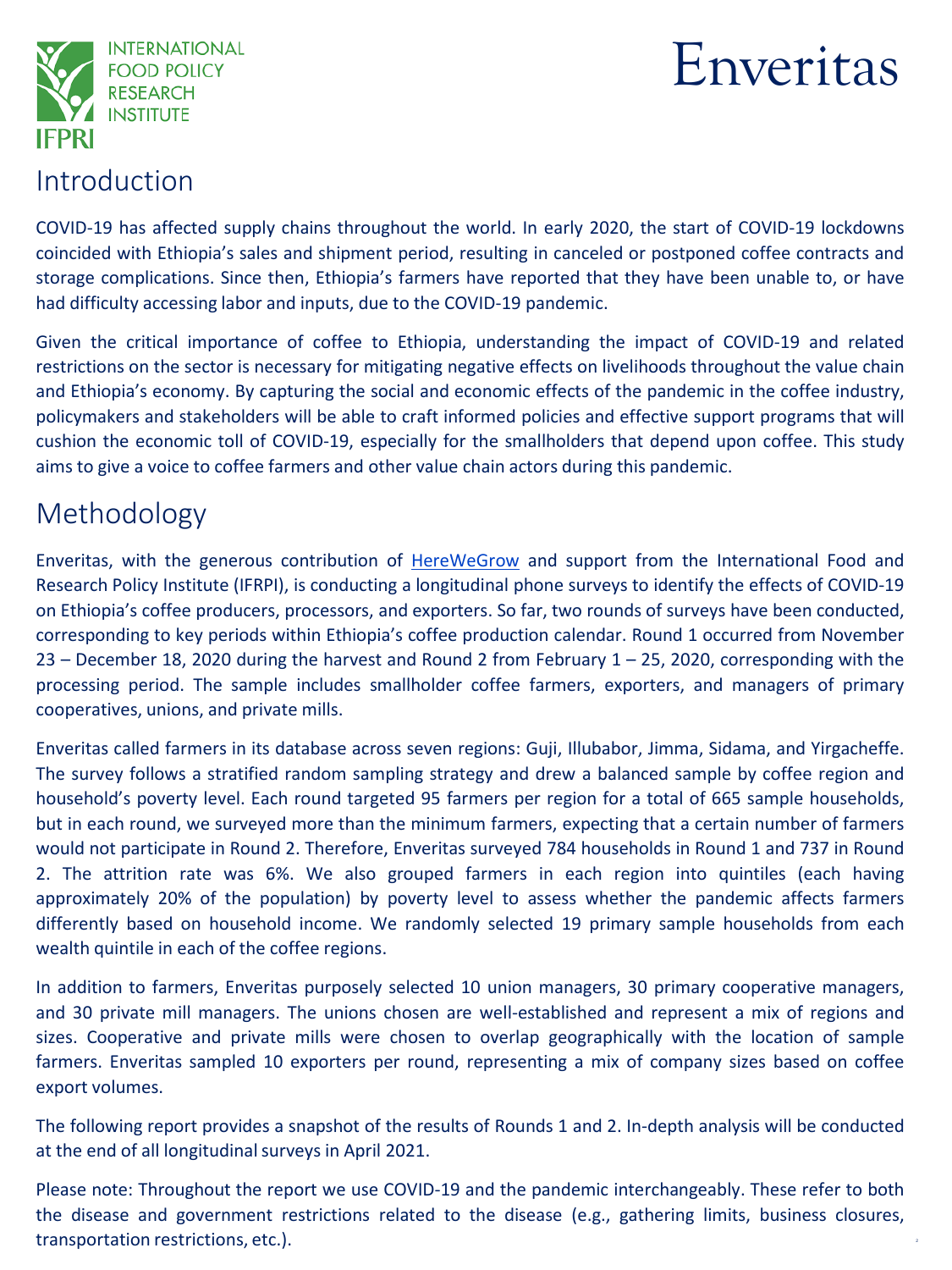# Introduction

COVID-19 has affected supply chains throughout the world. In early 2020, the start of COVID-19 lockdowns coincided with Ethiopia's sales and shipment period, resulting in canceled or postponed coffee contracts and storage complications. Since then, Ethiopia's farmers have reported that they have been unable to, or have had difficulty accessing labor and inputs, due to the COVID-19 pandemic.

Given the critical importance of coffee to Ethiopia, understanding the impact of COVID-19 and related restrictions on the sector is necessary for mitigating negative effects on livelihoods throughout the value chain and Ethiopia's economy. By capturing the social and economic effects of the pandemic in the coffee industry, policymakers and stakeholders will be able to craft informed policies and effective support programs that will cushion the economic toll of COVID-19, especially for the smallholders that depend upon coffee. This study aims to give a voice to coffee farmers and other value chain actors during this pandemic.

# Methodology

Enveritas, with the generous contribution of [HereWeGrow](HereWeGrow) and support from the International Food and Research Policy Institute (IFRPI), is conducting a longitudinal phone surveys to identify the effects of COVID-19 on Ethiopia's coffee producers, processors, and exporters. So far, two rounds of surveys have been conducted, corresponding to key periods within Ethiopia's coffee production calendar. Round 1 occurred from November 23 – December 18, 2020 during the harvest and Round 2 from February 1 – 25, 2020, corresponding with the processing period. The sample includes smallholder coffee farmers, exporters, and managers of primary cooperatives, unions, and private mills.

Enveritas called farmers in its database across seven regions: Guji, Illubabor, Jimma, Sidama, and Yirgacheffe. The survey follows a stratified random sampling strategy and drew a balanced sample by coffee region and household's poverty level. Each round targeted 95 farmers per region for a total of 665 sample households, but in each round, we surveyed more than the minimum farmers, expecting that a certain number of farmers would not participate in Round 2. Therefore, Enveritas surveyed 784 households in Round 1 and 737 in Round 2. The attrition rate was 6%. We also grouped farmers in each region into quintiles (each having approximately 20% of the population) by poverty level to assess whether the pandemic affects farmers differently based on household income. We randomly selected 19 primary sample households from each wealth quintile in each of the coffee regions.

In addition to farmers, Enveritas purposely selected 10 union managers, 30 primary cooperative managers, and 30 private mill managers. The unions chosen are well-established and represent a mix of regions and sizes. Cooperative and private mills were chosen to overlap geographically with the location of sample farmers. Enveritas sampled 10 exporters per round, representing a mix of company sizes based on coffee export volumes.

The following report provides a snapshot of the results of Rounds 1 and 2. In-depth analysis will be conducted at the end of all longitudinal surveys in April 2021.

Please note: Throughout the report we use COVID-19 and the pandemic interchangeably. These refer to both the disease and government restrictions related to the disease (e.g., gathering limits, business closures, transportation restrictions, etc.).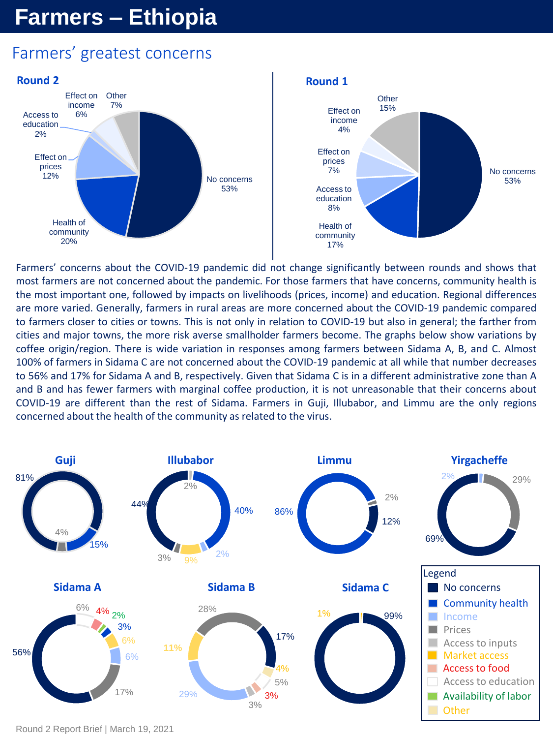# Farmers – Ethiopia

## Farmers' greatest concerns

**Round 2**

| Concern | Share |
| --- | --- |
| No concerns | 53% |
| Health of community | 20% |
| Effect on prices | 12% |
| Access to education | 2% |
| Effect on income | 6% |
| Other | 7% |

**Round 1**

| Concern | Share |
| --- | --- |
| No concerns | 53% |
| Health of community | 17% |
| Access to education | 8% |
| Effect on prices | 7% |
| Effect on income | 4% |
| Other | 15% |

Farmers' concerns about the COVID-19 pandemic did not change significantly between rounds and shows that most farmers are not concerned about the pandemic. For those farmers that have concerns, community health is the most important one, followed by impacts on livelihoods (prices, income) and education. Regional differences are more varied. Generally, farmers in rural areas are more concerned about the COVID-19 pandemic compared to farmers closer to cities or towns. This is not only in relation to COVID-19 but also in general; the farther from cities and major towns, the more risk averse smallholder farmers become. The graphs below show variations by coffee origin/region. There is wide variation in responses among farmers between Sidama A, B, and C. Almost 100% of farmers in Sidama C are not concerned about the COVID-19 pandemic at all while that number decreases to 56% and 17% for Sidama A and B, respectively. Given that Sidama C is in a different administrative zone than A and B and has fewer farmers with marginal coffee production, it is not unreasonable that their concerns about COVID-19 are different than the rest of Sidama. Farmers in Guji, Illubabor, and Limmu are the only regions concerned about the health of the community as related to the virus.

**Guji**: 81%, 15%, 4%

**Illubabor**: 44%, 2%, 40%, 2%, 9%, 3%

**Limmu**: 86%, 2%, 12%

**Yirgacheffe**: 2%, 29%, 69%

**Sidama A**: 6%, 4%, 2%, 3%, 6%, 6%, 17%, 56%

**Sidama B**: 28%, 17%, 4%, 5%, 3%, 3%, 29%, 11%

**Sidama C**: 1%, 99%

Legend: No concerns; Community health; Income; Prices; Access to inputs; Market access; Access to food; Access to education; Availability of labor; Other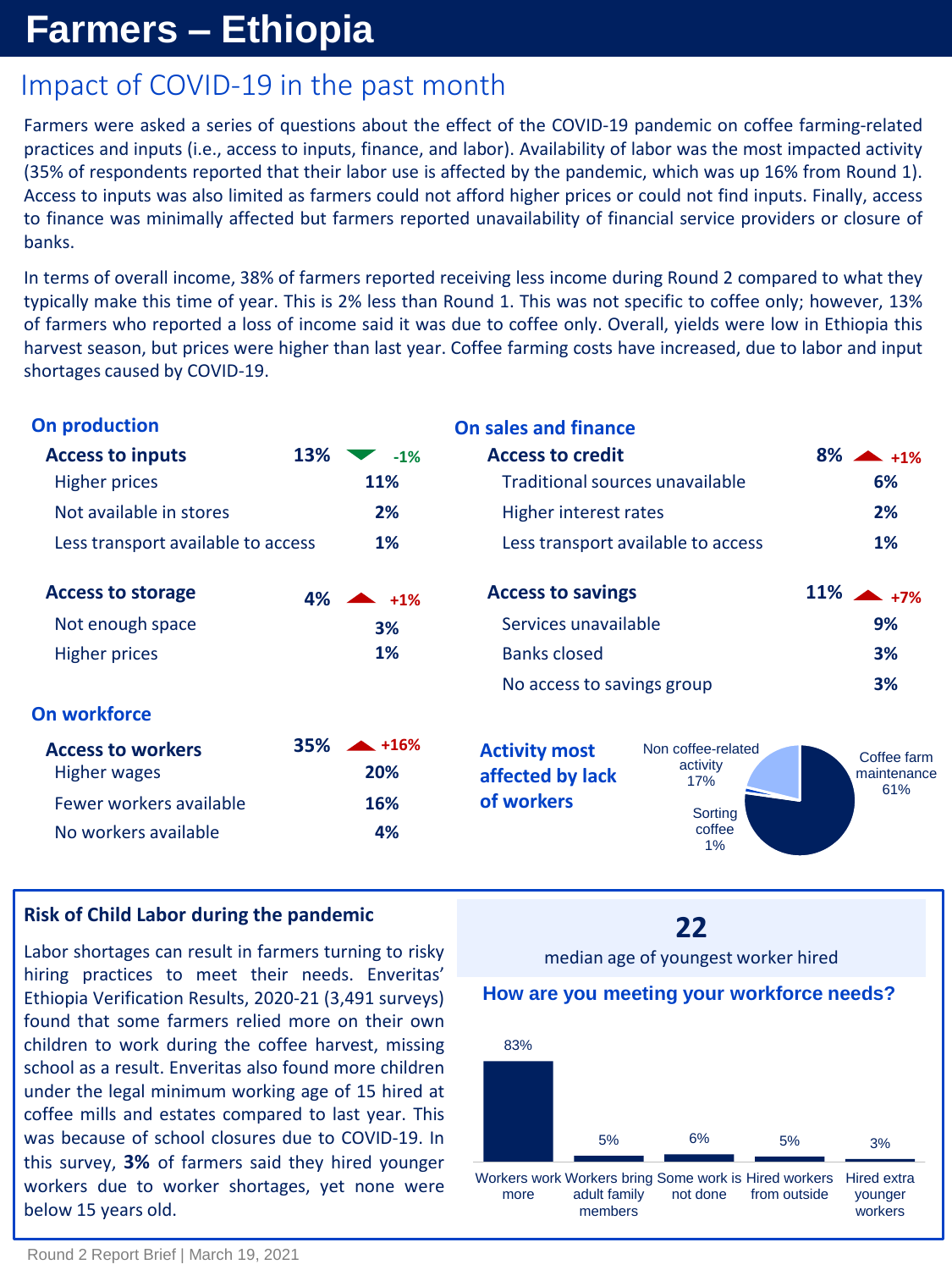# Farmers – Ethiopia

## Impact of COVID-19 in the past month

Farmers were asked a series of questions about the effect of the COVID-19 pandemic on coffee farming-related practices and inputs (i.e., access to inputs, finance, and labor). Availability of labor was the most impacted activity (35% of respondents reported that their labor use is affected by the pandemic, which was up 16% from Round 1). Access to inputs was also limited as farmers could not afford higher prices or could not find inputs. Finally, access to finance was minimally affected but farmers reported unavailability of financial service providers or closure of banks.

In terms of overall income, 38% of farmers reported receiving less income during Round 2 compared to what they typically make this time of year. This is 2% less than Round 1. This was not specific to coffee only; however, 13% of farmers who reported a loss of income said it was due to coffee only. Overall, yields were low in Ethiopia this harvest season, but prices were higher than last year. Coffee farming costs have increased, due to labor and input shortages caused by COVID-19.

### On production

| | | Change |
|---|---|---|
| **Access to inputs** | **13%** | -1% |
| Higher prices | 11% | |
| Not available in stores | 2% | |
| Less transport available to access | 1% | |
| **Access to storage** | **4%** | +1% |
| Not enough space | 3% | |
| Higher prices | 1% | |

### On workforce

| | | Change |
|---|---|---|
| **Access to workers** | **35%** | +16% |
| Higher wages | 20% | |
| Fewer workers available | 16% | |
| No workers available | 4% | |

### On sales and finance

| | | Change |
|---|---|---|
| **Access to credit** | **8%** | +1% |
| Traditional sources unavailable | 6% | |
| Higher interest rates | 2% | |
| Less transport available to access | 1% | |
| **Access to savings** | **11%** | +7% |
| Services unavailable | 9% | |
| Banks closed | 3% | |
| No access to savings group | 3% | |

### Activity most affected by lack of workers

| Activity | % |
|---|---|
| Coffee farm maintenance | 61% |
| Non coffee-related activity | 17% |
| Sorting coffee | 1% |

### Risk of Child Labor during the pandemic

Labor shortages can result in farmers turning to risky hiring practices to meet their needs. Enveritas' Ethiopia Verification Results, 2020-21 (3,491 surveys) found that some farmers relied more on their own children to work during the coffee harvest, missing school as a result. Enveritas also found more children under the legal minimum working age of 15 hired at coffee mills and estates compared to last year. This was because of school closures due to COVID-19. In this survey, **3%** of farmers said they hired younger workers due to worker shortages, yet none were below 15 years old.

**22**
median age of youngest worker hired

### How are you meeting your workforce needs?

| Response | % |
|---|---|
| Workers work more | 83% |
| Workers bring adult family members | 5% |
| Some work is not done | 6% |
| Hired workers from outside | 5% |
| Hired extra younger workers | 3% |

Round 2 Report Brief | March 19, 2021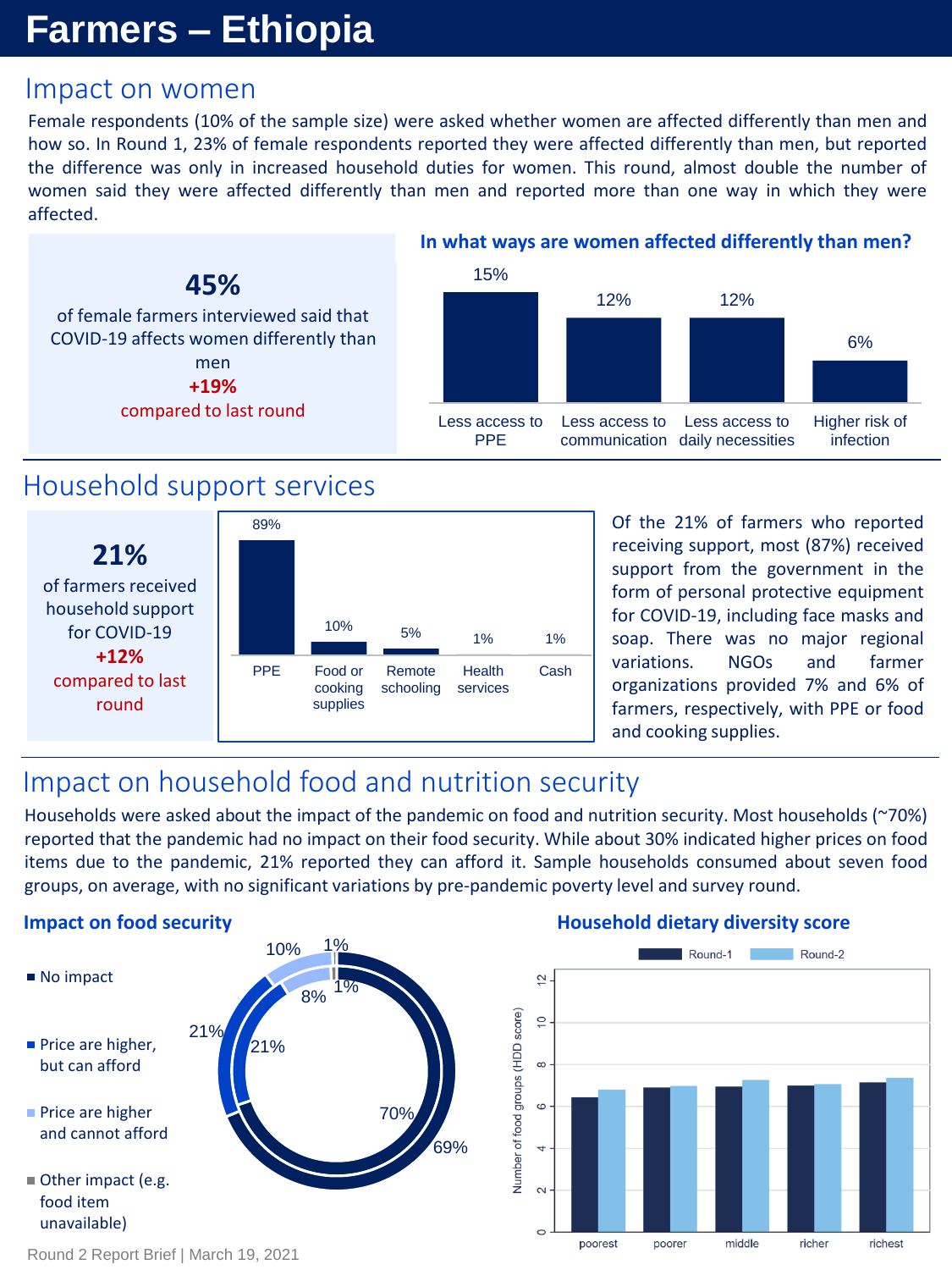# Farmers – Ethiopia

## Impact on women

Female respondents (10% of the sample size) were asked whether women are affected differently than men and how so. In Round 1, 23% of female respondents reported they were affected differently than men, but reported the difference was only in increased household duties for women. This round, almost double the number of women said they were affected differently than men and reported more than one way in which they were affected.

**45%**
of female farmers interviewed said that COVID-19 affects women differently than men
**+19%**
compared to last round

### In what ways are women affected differently than men?

| Way | Percentage |
|---|---|
| Less access to PPE | 15% |
| Less access to communication | 12% |
| Less access to daily necessities | 12% |
| Higher risk of infection | 6% |

## Household support services

**21%**
of farmers received household support for COVID-19
**+12%**
compared to last round

| Support type | Percentage |
|---|---|
| PPE | 89% |
| Food or cooking supplies | 10% |
| Remote schooling | 5% |
| Health services | 1% |
| Cash | 1% |

Of the 21% of farmers who reported receiving support, most (87%) received support from the government in the form of personal protective equipment for COVID-19, including face masks and soap. There was no major regional variations. NGOs and farmer organizations provided 7% and 6% of farmers, respectively, with PPE or food and cooking supplies.

## Impact on household food and nutrition security

Households were asked about the impact of the pandemic on food and nutrition security. Most households (~70%) reported that the pandemic had no impact on their food security. While about 30% indicated higher prices on food items due to the pandemic, 21% reported they can afford it. Sample households consumed about seven food groups, on average, with no significant variations by pre-pandemic poverty level and survey round.

### Impact on food security

| Impact | Outer ring | Inner ring |
|---|---|---|
| No impact | 69% | 70% |
| Price are higher, but can afford | 21% | 21% |
| Price are higher and cannot afford | 10% | 8% |
| Other impact (e.g. food item unavailable) | 1% | 1% |

### Household dietary diversity score

Number of food groups (HDD score) by poverty level: poorest, poorer, middle, richer, richest (Round-1 and Round-2).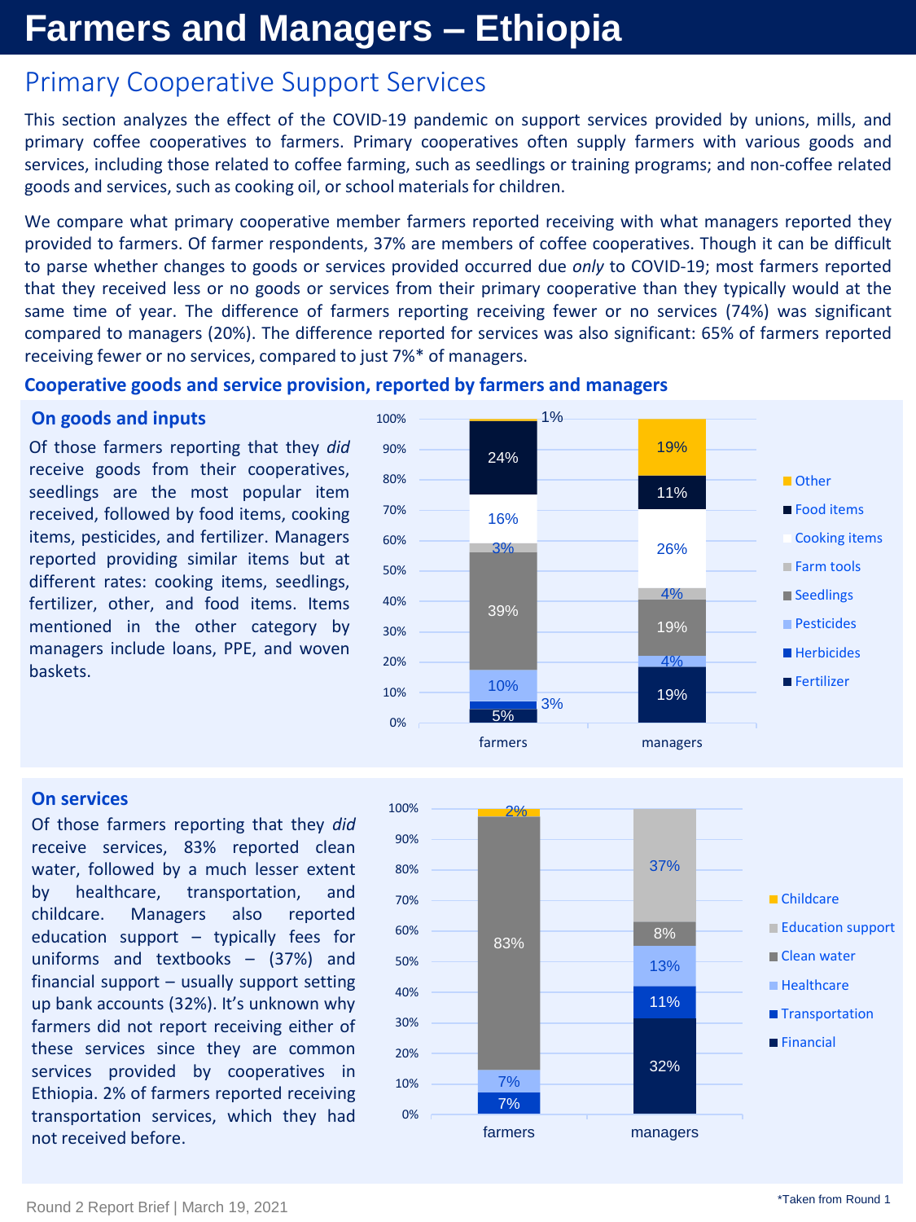# Farmers and Managers – Ethiopia

## Primary Cooperative Support Services

This section analyzes the effect of the COVID-19 pandemic on support services provided by unions, mills, and primary coffee cooperatives to farmers. Primary cooperatives often supply farmers with various goods and services, including those related to coffee farming, such as seedlings or training programs; and non-coffee related goods and services, such as cooking oil, or school materials for children.

We compare what primary cooperative member farmers reported receiving with what managers reported they provided to farmers. Of farmer respondents, 37% are members of coffee cooperatives. Though it can be difficult to parse whether changes to goods or services provided occurred due *only* to COVID-19; most farmers reported that they received less or no goods or services from their primary cooperative than they typically would at the same time of year. The difference of farmers reporting receiving fewer or no services (74%) was significant compared to managers (20%). The difference reported for services was also significant: 65% of farmers reported receiving fewer or no services, compared to just 7%* of managers.

### Cooperative goods and service provision, reported by farmers and managers

#### On goods and inputs

Of those farmers reporting that they *did* receive goods from their cooperatives, seedlings are the most popular item received, followed by food items, cooking items, pesticides, and fertilizer. Managers reported providing similar items but at different rates: cooking items, seedlings, fertilizer, other, and food items. Items mentioned in the other category by managers include loans, PPE, and woven baskets.

| | farmers | managers |
|---|---|---|
| Other | 1% | 19% |
| Food items | 24% | 11% |
| Cooking items | 16% | 26% |
| Farm tools | 3% | 4% |
| Seedlings | 39% | 19% |
| Pesticides | 10% | 4% |
| Herbicides | 3% | |
| Fertilizer | 5% | 19% |

#### On services

Of those farmers reporting that they *did* receive services, 83% reported clean water, followed by a much lesser extent by healthcare, transportation, and childcare. Managers also reported education support – typically fees for uniforms and textbooks – (37%) and financial support – usually support setting up bank accounts (32%). It's unknown why farmers did not report receiving either of these services since they are common services provided by cooperatives in Ethiopia. 2% of farmers reported receiving transportation services, which they had not received before.

| | farmers | managers |
|---|---|---|
| Childcare | 2% | |
| Education support | | 37% |
| Clean water | 83% | 8% |
| Healthcare | 7% | 13% |
| Transportation | 7% | 11% |
| Financial | | 32% |

*Taken from Round 1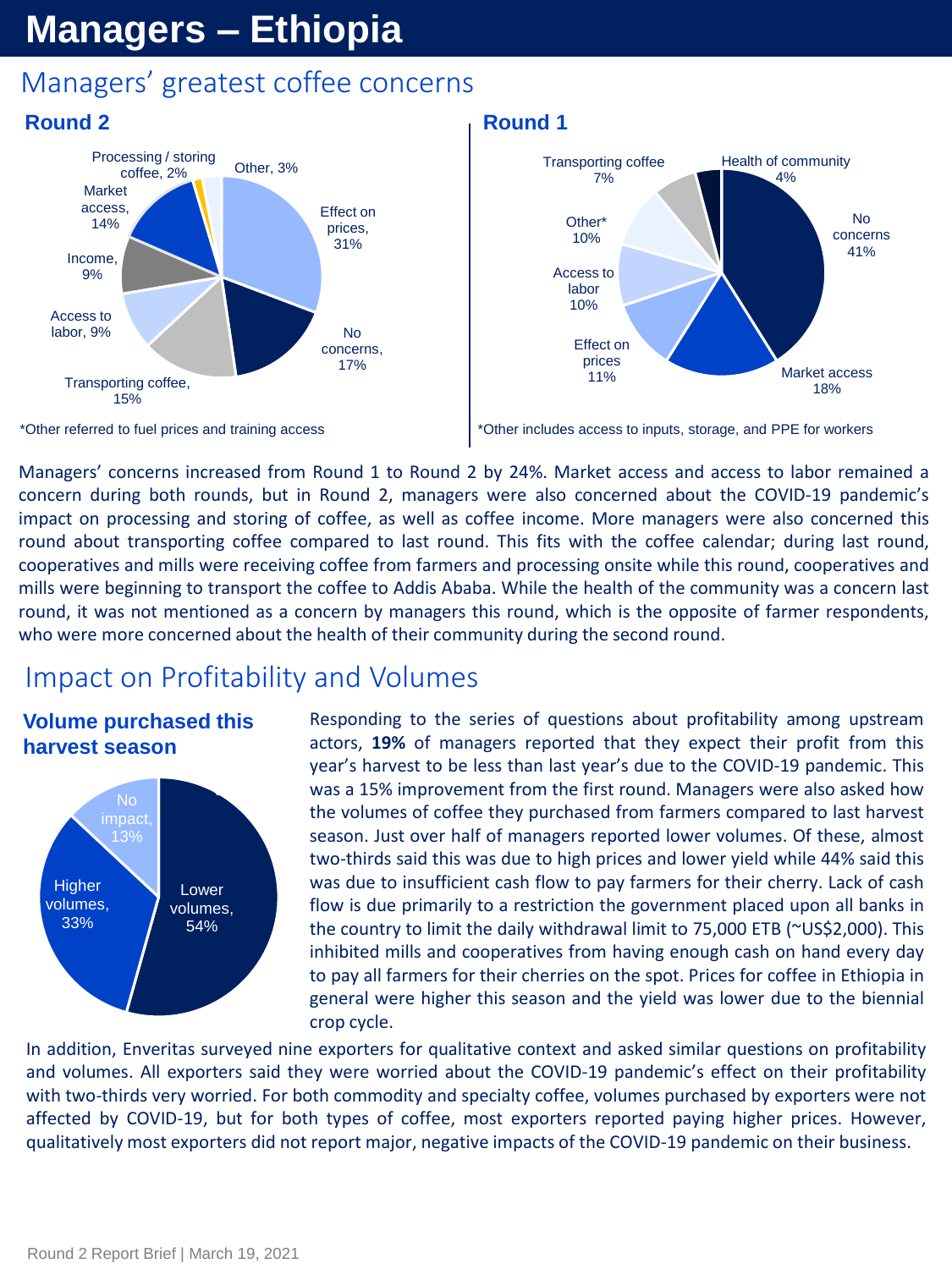# Managers – Ethiopia

## Managers' greatest coffee concerns

### Round 2

| Concern | Share |
| --- | --- |
| Effect on prices | 31% |
| No concerns | 17% |
| Transporting coffee | 15% |
| Access to labor | 9% |
| Income | 9% |
| Market access | 14% |
| Processing / storing coffee | 2% |
| Other | 3% |

*Other referred to fuel prices and training access

### Round 1

| Concern | Share |
| --- | --- |
| No concerns | 41% |
| Market access | 18% |
| Effect on prices | 11% |
| Access to labor | 10% |
| Other* | 10% |
| Transporting coffee | 7% |
| Health of community | 4% |

*Other includes access to inputs, storage, and PPE for workers

Managers' concerns increased from Round 1 to Round 2 by 24%. Market access and access to labor remained a concern during both rounds, but in Round 2, managers were also concerned about the COVID-19 pandemic's impact on processing and storing of coffee, as well as coffee income. More managers were also concerned this round about transporting coffee compared to last round. This fits with the coffee calendar; during last round, cooperatives and mills were receiving coffee from farmers and processing onsite while this round, cooperatives and mills were beginning to transport the coffee to Addis Ababa. While the health of the community was a concern last round, it was not mentioned as a concern by managers this round, which is the opposite of farmer respondents, who were more concerned about the health of their community during the second round.

## Impact on Profitability and Volumes

### Volume purchased this harvest season

| Volume | Share |
| --- | --- |
| Lower volumes | 54% |
| Higher volumes | 33% |
| No impact | 13% |

Responding to the series of questions about profitability among upstream actors, **19%** of managers reported that they expect their profit from this year's harvest to be less than last year's due to the COVID-19 pandemic. This was a 15% improvement from the first round. Managers were also asked how the volumes of coffee they purchased from farmers compared to last harvest season. Just over half of managers reported lower volumes. Of these, almost two-thirds said this was due to high prices and lower yield while 44% said this was due to insufficient cash flow to pay farmers for their cherry. Lack of cash flow is due primarily to a restriction the government placed upon all banks in the country to limit the daily withdrawal limit to 75,000 ETB (~US$2,000). This inhibited mills and cooperatives from having enough cash on hand every day to pay all farmers for their cherries on the spot. Prices for coffee in Ethiopia in general were higher this season and the yield was lower due to the biennial crop cycle.

In addition, Enveritas surveyed nine exporters for qualitative context and asked similar questions on profitability and volumes. All exporters said they were worried about the COVID-19 pandemic's effect on their profitability with two-thirds very worried. For both commodity and specialty coffee, volumes purchased by exporters were not affected by COVID-19, but for both types of coffee, most exporters reported paying higher prices. However, qualitatively most exporters did not report major, negative impacts of the COVID-19 pandemic on their business.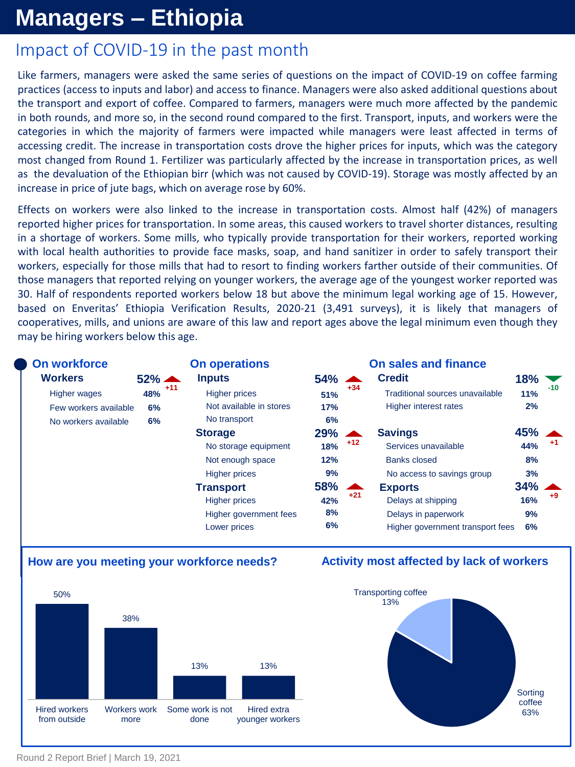# Managers – Ethiopia

## Impact of COVID-19 in the past month

Like farmers, managers were asked the same series of questions on the impact of COVID-19 on coffee farming practices (access to inputs and labor) and access to finance. Managers were also asked additional questions about the transport and export of coffee. Compared to farmers, managers were much more affected by the pandemic in both rounds, and more so, in the second round compared to the first. Transport, inputs, and workers were the categories in which the majority of farmers were impacted while managers were least affected in terms of accessing credit. The increase in transportation costs drove the higher prices for inputs, which was the category most changed from Round 1. Fertilizer was particularly affected by the increase in transportation prices, as well as the devaluation of the Ethiopian birr (which was not caused by COVID-19). Storage was mostly affected by an increase in price of jute bags, which on average rose by 60%.

Effects on workers were also linked to the increase in transportation costs. Almost half (42%) of managers reported higher prices for transportation. In some areas, this caused workers to travel shorter distances, resulting in a shortage of workers. Some mills, who typically provide transportation for their workers, reported working with local health authorities to provide face masks, soap, and hand sanitizer in order to safely transport their workers, especially for those mills that had to resort to finding workers farther outside of their communities. Of those managers that reported relying on younger workers, the average age of the youngest worker reported was 30. Half of respondents reported workers below 18 but above the minimum legal working age of 15. However, based on Enveritas' Ethiopia Verification Results, 2020-21 (3,491 surveys), it is likely that managers of cooperatives, mills, and unions are aware of this law and report ages above the legal minimum even though they may be hiring workers below this age.

### On workforce

| Category | % | Change |
|---|---|---|
| **Workers** | **52%** | +11 |
| Higher wages | 48% | |
| Few workers available | 6% | |
| No workers available | 6% | |

### On operations

| Category | % | Change |
|---|---|---|
| **Inputs** | **54%** | +34 |
| Higher prices | 51% | |
| Not available in stores | 17% | |
| No transport | 6% | |
| **Storage** | **29%** | +12 |
| No storage equipment | 18% | |
| Not enough space | 12% | |
| Higher prices | 9% | |
| **Transport** | **58%** | +21 |
| Higher prices | 42% | |
| Higher government fees | 8% | |
| Lower prices | 6% | |

### On sales and finance

| Category | % | Change |
|---|---|---|
| **Credit** | **18%** | -10 |
| Traditional sources unavailable | 11% | |
| Higher interest rates | 2% | |
| **Savings** | **45%** | +1 |
| Services unavailable | 44% | |
| Banks closed | 8% | |
| No access to savings group | 3% | |
| **Exports** | **34%** | +9 |
| Delays at shipping | 16% | |
| Delays in paperwork | 9% | |
| Higher government transport fees | 6% | |

### How are you meeting your workforce needs?

| Response | % |
|---|---|
| Hired workers from outside | 50% |
| Workers work more | 38% |
| Some work is not done | 13% |
| Hired extra younger workers | 13% |

### Activity most affected by lack of workers

| Activity | % |
|---|---|
| Sorting coffee | 63% |
| Transporting coffee | 13% |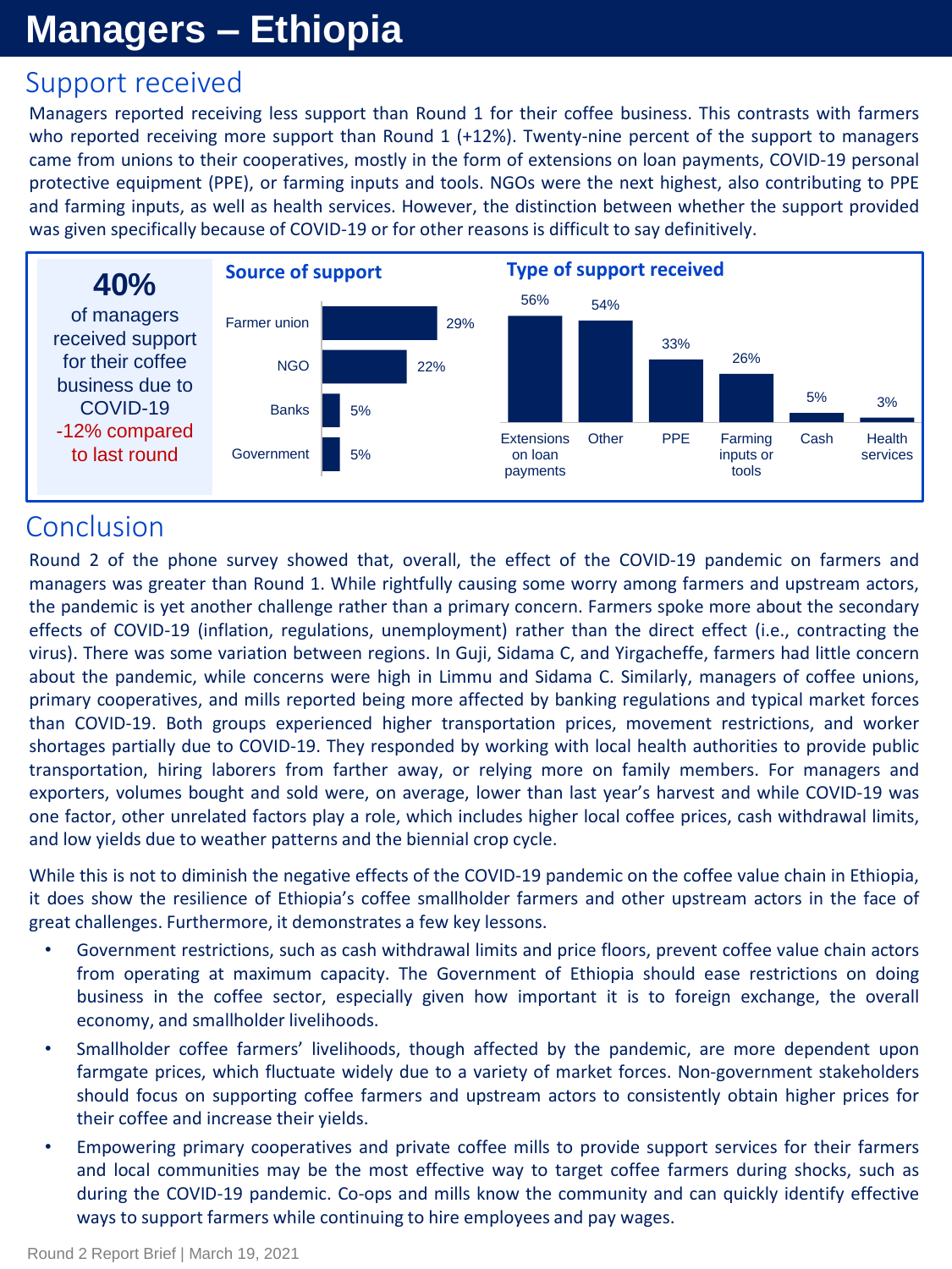# Managers – Ethiopia

## Support received

Managers reported receiving less support than Round 1 for their coffee business. This contrasts with farmers who reported receiving more support than Round 1 (+12%). Twenty-nine percent of the support to managers came from unions to their cooperatives, mostly in the form of extensions on loan payments, COVID-19 personal protective equipment (PPE), or farming inputs and tools. NGOs were the next highest, also contributing to PPE and farming inputs, as well as health services. However, the distinction between whether the support provided was given specifically because of COVID-19 or for other reasons is difficult to say definitively.

**40%** of managers received support for their coffee business due to COVID-19
-12% compared to last round

**Source of support**

Farmer union 29%
NGO 22%
Banks 5%
Government 5%

**Type of support received**

Extensions on loan payments 56%
Other 54%
PPE 33%
Farming inputs or tools 26%
Cash 5%
Health services 3%

## Conclusion

Round 2 of the phone survey showed that, overall, the effect of the COVID-19 pandemic on farmers and managers was greater than Round 1. While rightfully causing some worry among farmers and upstream actors, the pandemic is yet another challenge rather than a primary concern. Farmers spoke more about the secondary effects of COVID-19 (inflation, regulations, unemployment) rather than the direct effect (i.e., contracting the virus). There was some variation between regions. In Guji, Sidama C, and Yirgacheffe, farmers had little concern about the pandemic, while concerns were high in Limmu and Sidama C. Similarly, managers of coffee unions, primary cooperatives, and mills reported being more affected by banking regulations and typical market forces than COVID-19. Both groups experienced higher transportation prices, movement restrictions, and worker shortages partially due to COVID-19. They responded by working with local health authorities to provide public transportation, hiring laborers from farther away, or relying more on family members. For managers and exporters, volumes bought and sold were, on average, lower than last year's harvest and while COVID-19 was one factor, other unrelated factors play a role, which includes higher local coffee prices, cash withdrawal limits, and low yields due to weather patterns and the biennial crop cycle.

While this is not to diminish the negative effects of the COVID-19 pandemic on the coffee value chain in Ethiopia, it does show the resilience of Ethiopia's coffee smallholder farmers and other upstream actors in the face of great challenges. Furthermore, it demonstrates a few key lessons.

- Government restrictions, such as cash withdrawal limits and price floors, prevent coffee value chain actors from operating at maximum capacity. The Government of Ethiopia should ease restrictions on doing business in the coffee sector, especially given how important it is to foreign exchange, the overall economy, and smallholder livelihoods.
- Smallholder coffee farmers' livelihoods, though affected by the pandemic, are more dependent upon farmgate prices, which fluctuate widely due to a variety of market forces. Non-government stakeholders should focus on supporting coffee farmers and upstream actors to consistently obtain higher prices for their coffee and increase their yields.
- Empowering primary cooperatives and private coffee mills to provide support services for their farmers and local communities may be the most effective way to target coffee farmers during shocks, such as during the COVID-19 pandemic. Co-ops and mills know the community and can quickly identify effective ways to support farmers while continuing to hire employees and pay wages.